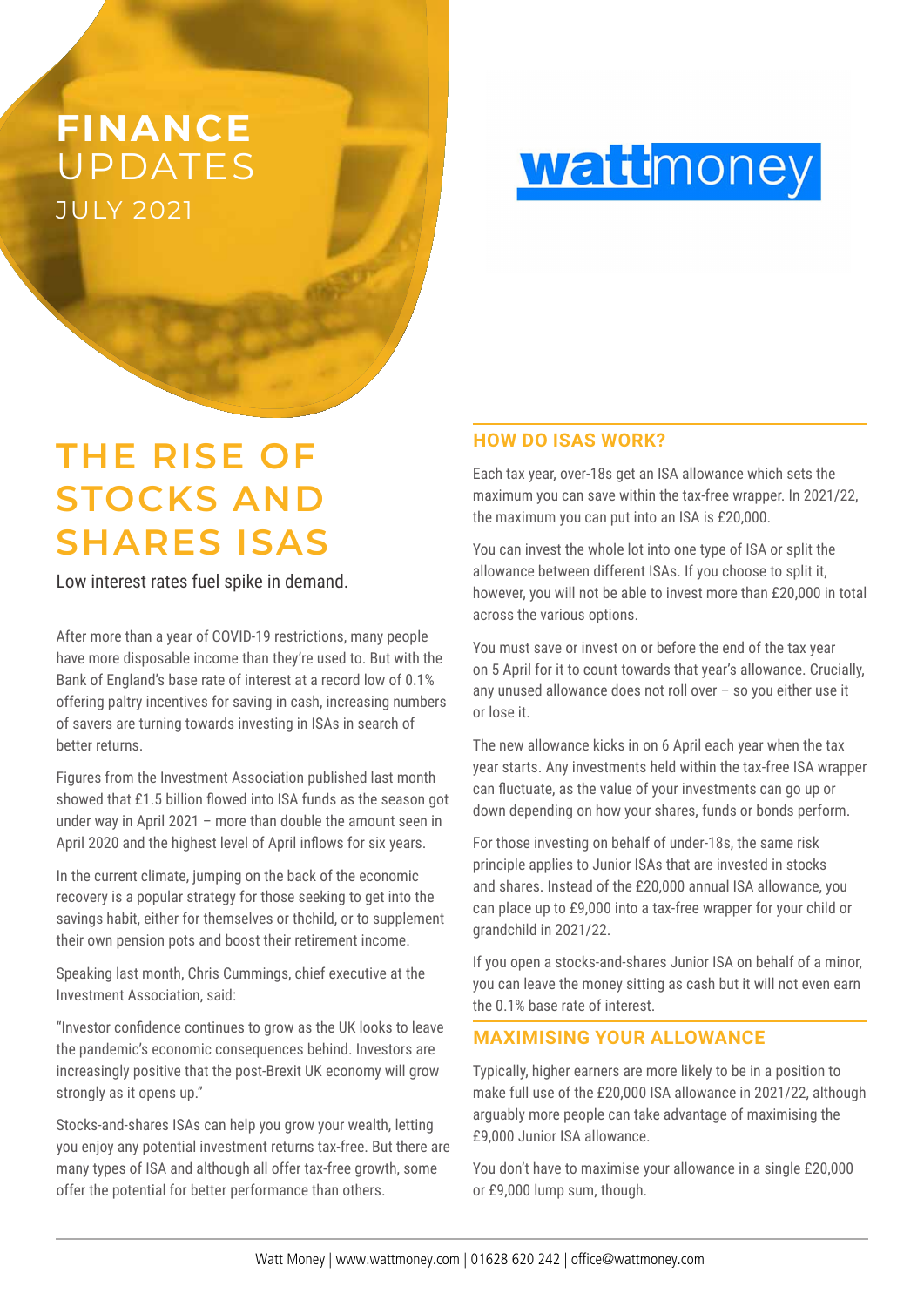# FINANCE UPDATES

JULY 2021

wattmoney

# THE RISE OF STOCKS AND SHARES ISAS

Low interest rates fuel spike in demand.

After more than a year of COVID-19 restrictions, many people have more disposable income than they're used to. But with the Bank of England's base rate of interest at a record low of 0.1% offering paltry incentives for saving in cash, increasing numbers of savers are turning towards investing in ISAs in search of better returns.

Figures from the Investment Association published last month showed that £1.5 billion flowed into ISA funds as the season got under way in April 2021 – more than double the amount seen in April 2020 and the highest level of April inflows for six years.

In the current climate, jumping on the back of the economic recovery is a popular strategy for those seeking to get into the savings habit, either for themselves or thchild, or to supplement their own pension pots and boost their retirement income.

Speaking last month, Chris Cummings, chief executive at the Investment Association, said:

"Investor confidence continues to grow as the UK looks to leave the pandemic's economic consequences behind. Investors are increasingly positive that the post-Brexit UK economy will grow strongly as it opens up."

Stocks-and-shares ISAs can help you grow your wealth, letting you enjoy any potential investment returns tax-free. But there are many types of ISA and although all offer tax-free growth, some offer the potential for better performance than others.

## HOW DO ISAS WORK?

Each tax year, over-18s get an ISA allowance which sets the maximum you can save within the tax-free wrapper. In 2021/22, the maximum you can put into an ISA is £20,000.

You can invest the whole lot into one type of ISA or split the allowance between different ISAs. If you choose to split it, however, you will not be able to invest more than £20,000 in total across the various options.

You must save or invest on or before the end of the tax year on 5 April for it to count towards that year's allowance. Crucially, any unused allowance does not roll over – so you either use it or lose it.

The new allowance kicks in on 6 April each year when the tax year starts. Any investments held within the tax-free ISA wrapper can fluctuate, as the value of your investments can go up or down depending on how your shares, funds or bonds perform.

For those investing on behalf of under-18s, the same risk principle applies to Junior ISAs that are invested in stocks and shares. Instead of the £20,000 annual ISA allowance, you can place up to £9,000 into a tax-free wrapper for your child or grandchild in 2021/22.

If you open a stocks-and-shares Junior ISA on behalf of a minor, you can leave the money sitting as cash but it will not even earn the 0.1% base rate of interest.

## MAXIMISING YOUR ALLOWANCE

Typically, higher earners are more likely to be in a position to make full use of the £20,000 ISA allowance in 2021/22, although arguably more people can take advantage of maximising the £9,000 Junior ISA allowance.

You don't have to maximise your allowance in a single £20,000 or £9,000 lump sum, though.

Watt Money | www.wattmoney.com | 01628 620 242 | office@wattmoney.com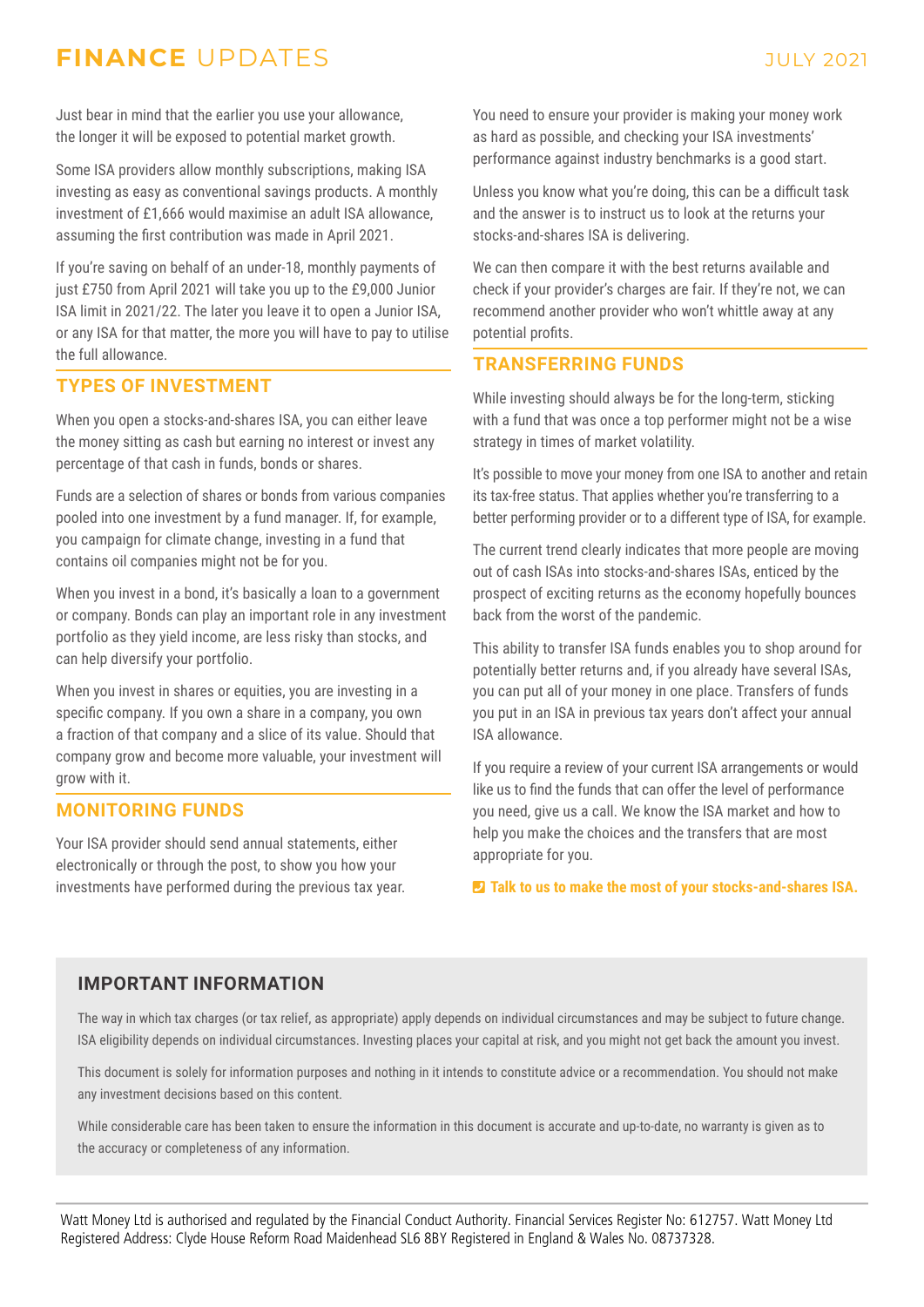Just bear in mind that the earlier you use your allowance, the longer it will be exposed to potential market growth.

Some ISA providers allow monthly subscriptions, making ISA investing as easy as conventional savings products. A monthly investment of £1,666 would maximise an adult ISA allowance, assuming the first contribution was made in April 2021.

If you're saving on behalf of an under-18, monthly payments of just £750 from April 2021 will take you up to the £9,000 Junior ISA limit in 2021/22. The later you leave it to open a Junior ISA, or any ISA for that matter, the more you will have to pay to utilise the full allowance.

## TYPES OF INVESTMENT

When you open a stocks-and-shares ISA, you can either leave the money sitting as cash but earning no interest or invest any percentage of that cash in funds, bonds or shares.

Funds are a selection of shares or bonds from various companies pooled into one investment by a fund manager. If, for example, you campaign for climate change, investing in a fund that contains oil companies might not be for you.

When you invest in a bond, it's basically a loan to a government or company. Bonds can play an important role in any investment portfolio as they yield income, are less risky than stocks, and can help diversify your portfolio.

When you invest in shares or equities, you are investing in a specific company. If you own a share in a company, you own a fraction of that company and a slice of its value. Should that company grow and become more valuable, your investment will grow with it.

## MONITORING FUNDS

Your ISA provider should send annual statements, either electronically or through the post, to show you how your investments have performed during the previous tax year.

You need to ensure your provider is making your money work as hard as possible, and checking your ISA investments' performance against industry benchmarks is a good start.

Unless you know what you're doing, this can be a difficult task and the answer is to instruct us to look at the returns your stocks-and-shares ISA is delivering.

We can then compare it with the best returns available and check if your provider's charges are fair. If they're not, we can recommend another provider who won't whittle away at any potential profits.

## TRANSFERRING FUNDS

While investing should always be for the long-term, sticking with a fund that was once a top performer might not be a wise strategy in times of market volatility.

It's possible to move your money from one ISA to another and retain its tax-free status. That applies whether you're transferring to a better performing provider or to a different type of ISA, for example.

The current trend clearly indicates that more people are moving out of cash ISAs into stocks-and-shares ISAs, enticed by the prospect of exciting returns as the economy hopefully bounces back from the worst of the pandemic.

This ability to transfer ISA funds enables you to shop around for potentially better returns and, if you already have several ISAs, you can put all of your money in one place. Transfers of funds you put in an ISA in previous tax years don't affect your annual ISA allowance.

If you require a review of your current ISA arrangements or would like us to find the funds that can offer the level of performance you need, give us a call. We know the ISA market and how to help you make the choices and the transfers that are most appropriate for you.

**Talk to us to make the most of your stocks-and-shares ISA.**

## IMPORTANT INFORMATION

The way in which tax charges (or tax relief, as appropriate) apply depends on individual circumstances and may be subject to future change. ISA eligibility depends on individual circumstances. Investing places your capital at risk, and you might not get back the amount you invest.

This document is solely for information purposes and nothing in it intends to constitute advice or a recommendation. You should not make any investment decisions based on this content.

While considerable care has been taken to ensure the information in this document is accurate and up-to-date, no warranty is given as to the accuracy or completeness of any information.

Watt Money Ltd is authorised and regulated by the Financial Conduct Authority. Financial Services Register No: 612757. Watt Money Ltd Registered Address: Clyde House Reform Road Maidenhead SL6 8BY Registered in England & Wales No. 08737328.